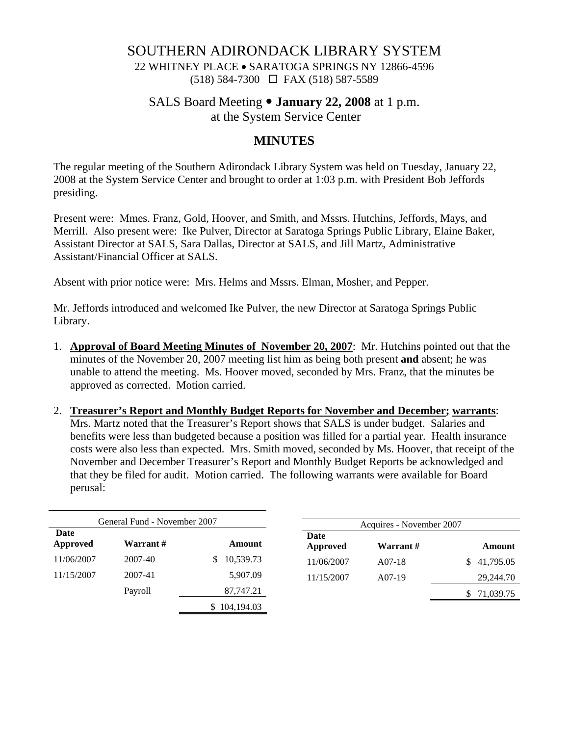# SOUTHERN ADIRONDACK LIBRARY SYSTEM

22 WHITNEY PLACE • SARATOGA SPRINGS NY 12866-4596
(518) 584-7300 ☐ FAX (518) 587-5589

## SALS Board Meeting • **January 22, 2008** at 1 p.m.
at the System Service Center

## MINUTES

The regular meeting of the Southern Adirondack Library System was held on Tuesday, January 22, 2008 at the System Service Center and brought to order at 1:03 p.m. with President Bob Jeffords presiding.

Present were: Mmes. Franz, Gold, Hoover, and Smith, and Mssrs. Hutchins, Jeffords, Mays, and Merrill. Also present were: Ike Pulver, Director at Saratoga Springs Public Library, Elaine Baker, Assistant Director at SALS, Sara Dallas, Director at SALS, and Jill Martz, Administrative Assistant/Financial Officer at SALS.

Absent with prior notice were: Mrs. Helms and Mssrs. Elman, Mosher, and Pepper.

Mr. Jeffords introduced and welcomed Ike Pulver, the new Director at Saratoga Springs Public Library.

1. **Approval of Board Meeting Minutes of November 20, 2007**: Mr. Hutchins pointed out that the minutes of the November 20, 2007 meeting list him as being both present **and** absent; he was unable to attend the meeting. Ms. Hoover moved, seconded by Mrs. Franz, that the minutes be approved as corrected. Motion carried.

2. **Treasurer's Report and Monthly Budget Reports for November and December; warrants**: Mrs. Martz noted that the Treasurer's Report shows that SALS is under budget. Salaries and benefits were less than budgeted because a position was filled for a partial year. Health insurance costs were also less than expected. Mrs. Smith moved, seconded by Ms. Hoover, that receipt of the November and December Treasurer's Report and Monthly Budget Reports be acknowledged and that they be filed for audit. Motion carried. The following warrants were available for Board perusal:

| General Fund - November 2007 | | |
|---|---|---|
| **Date Approved** | **Warrant #** | **Amount** |
| 11/06/2007 | 2007-40 | $ 10,539.73 |
| 11/15/2007 | 2007-41 | 5,907.09 |
| | Payroll | 87,747.21 |
| | | $ 104,194.03 |

| Acquires - November 2007 | | |
|---|---|---|
| **Date Approved** | **Warrant #** | **Amount** |
| 11/06/2007 | A07-18 | $ 41,795.05 |
| 11/15/2007 | A07-19 | 29,244.70 |
| | | $ 71,039.75 |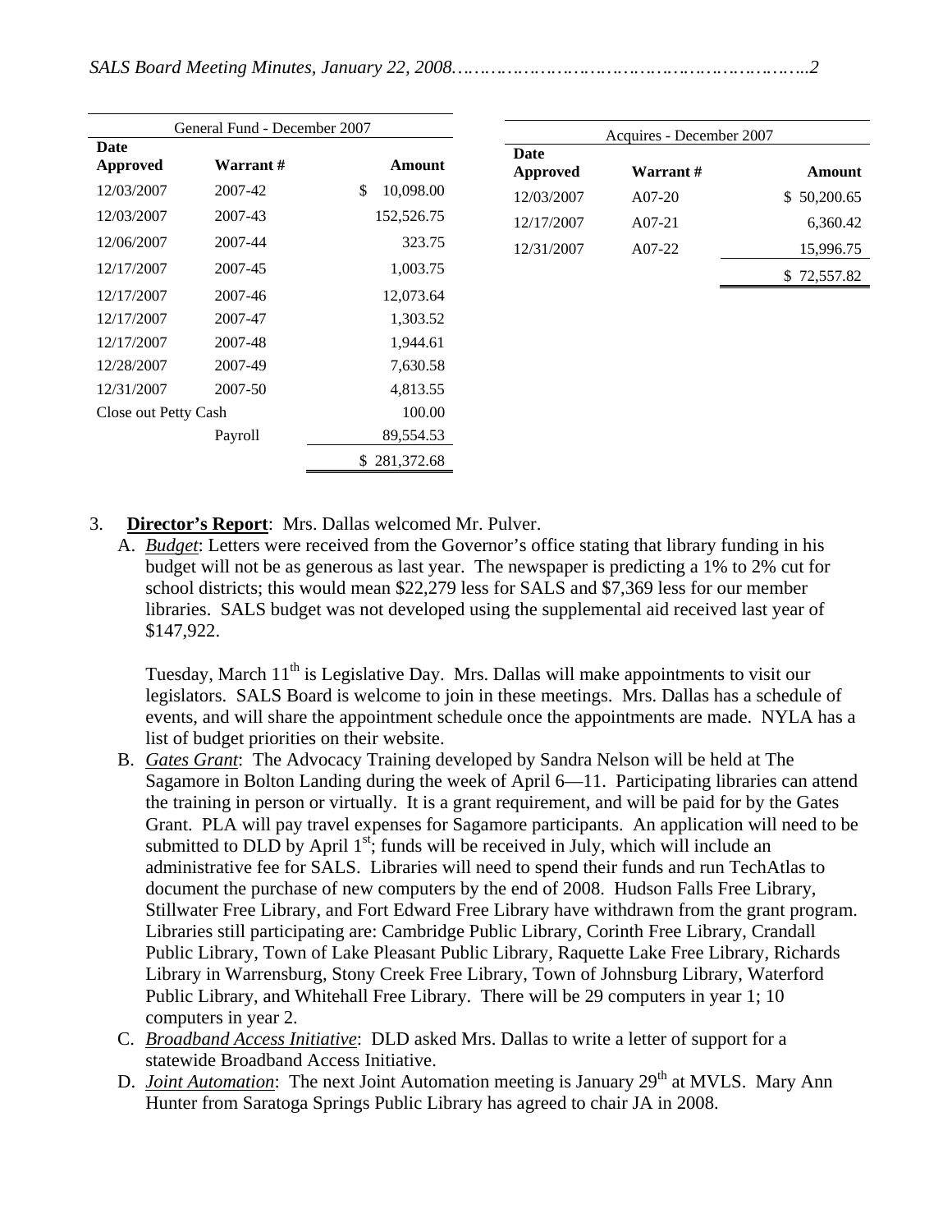| General Fund - December 2007 | | |
|---|---|---|
| **Date Approved** | **Warrant #** | **Amount** |
| 12/03/2007 | 2007-42 | $ 10,098.00 |
| 12/03/2007 | 2007-43 | 152,526.75 |
| 12/06/2007 | 2007-44 | 323.75 |
| 12/17/2007 | 2007-45 | 1,003.75 |
| 12/17/2007 | 2007-46 | 12,073.64 |
| 12/17/2007 | 2007-47 | 1,303.52 |
| 12/17/2007 | 2007-48 | 1,944.61 |
| 12/28/2007 | 2007-49 | 7,630.58 |
| 12/31/2007 | 2007-50 | 4,813.55 |
| Close out Petty Cash | | 100.00 |
| | Payroll | 89,554.53 |
| | | $ 281,372.68 |

| Acquires - December 2007 | | |
|---|---|---|
| **Date Approved** | **Warrant #** | **Amount** |
| 12/03/2007 | A07-20 | $ 50,200.65 |
| 12/17/2007 | A07-21 | 6,360.42 |
| 12/31/2007 | A07-22 | 15,996.75 |
| | | $ 72,557.82 |

3. **Director's Report**: Mrs. Dallas welcomed Mr. Pulver.

   A. *Budget*: Letters were received from the Governor's office stating that library funding in his budget will not be as generous as last year. The newspaper is predicting a 1% to 2% cut for school districts; this would mean $22,279 less for SALS and $7,369 less for our member libraries. SALS budget was not developed using the supplemental aid received last year of $147,922.

      Tuesday, March 11th is Legislative Day. Mrs. Dallas will make appointments to visit our legislators. SALS Board is welcome to join in these meetings. Mrs. Dallas has a schedule of events, and will share the appointment schedule once the appointments are made. NYLA has a list of budget priorities on their website.

   B. *Gates Grant*: The Advocacy Training developed by Sandra Nelson will be held at The Sagamore in Bolton Landing during the week of April 6—11. Participating libraries can attend the training in person or virtually. It is a grant requirement, and will be paid for by the Gates Grant. PLA will pay travel expenses for Sagamore participants. An application will need to be submitted to DLD by April 1st; funds will be received in July, which will include an administrative fee for SALS. Libraries will need to spend their funds and run TechAtlas to document the purchase of new computers by the end of 2008. Hudson Falls Free Library, Stillwater Free Library, and Fort Edward Free Library have withdrawn from the grant program. Libraries still participating are: Cambridge Public Library, Corinth Free Library, Crandall Public Library, Town of Lake Pleasant Public Library, Raquette Lake Free Library, Richards Library in Warrensburg, Stony Creek Free Library, Town of Johnsburg Library, Waterford Public Library, and Whitehall Free Library. There will be 29 computers in year 1; 10 computers in year 2.

   C. *Broadband Access Initiative*: DLD asked Mrs. Dallas to write a letter of support for a statewide Broadband Access Initiative.

   D. *Joint Automation*: The next Joint Automation meeting is January 29th at MVLS. Mary Ann Hunter from Saratoga Springs Public Library has agreed to chair JA in 2008.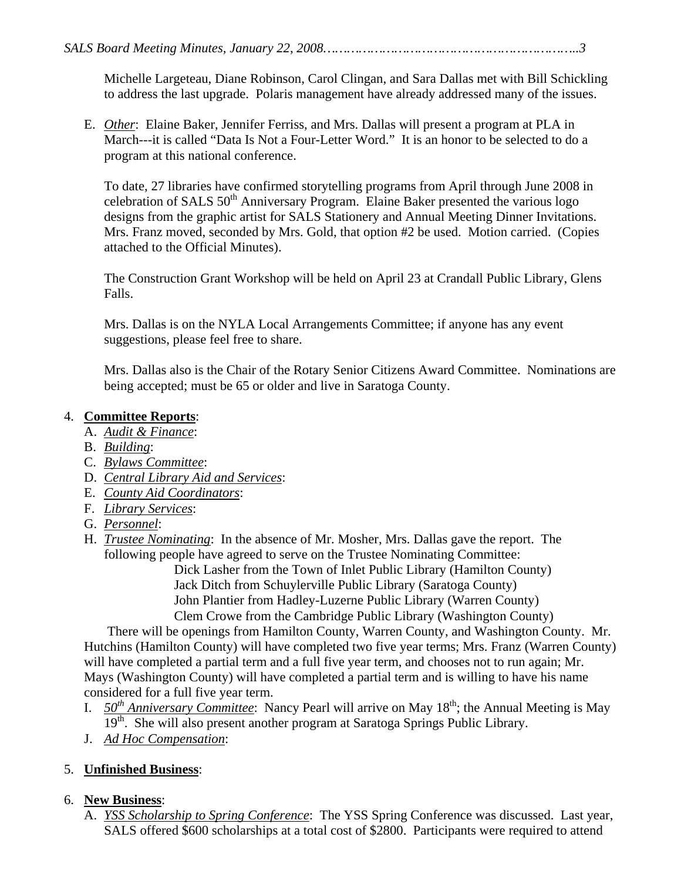Michelle Largeteau, Diane Robinson, Carol Clingan, and Sara Dallas met with Bill Schickling to address the last upgrade. Polaris management have already addressed many of the issues.

E. *Other*: Elaine Baker, Jennifer Ferriss, and Mrs. Dallas will present a program at PLA in March---it is called "Data Is Not a Four-Letter Word." It is an honor to be selected to do a program at this national conference.

   To date, 27 libraries have confirmed storytelling programs from April through June 2008 in celebration of SALS 50th Anniversary Program. Elaine Baker presented the various logo designs from the graphic artist for SALS Stationery and Annual Meeting Dinner Invitations. Mrs. Franz moved, seconded by Mrs. Gold, that option #2 be used. Motion carried. (Copies attached to the Official Minutes).

   The Construction Grant Workshop will be held on April 23 at Crandall Public Library, Glens Falls.

   Mrs. Dallas is on the NYLA Local Arrangements Committee; if anyone has any event suggestions, please feel free to share.

   Mrs. Dallas also is the Chair of the Rotary Senior Citizens Award Committee. Nominations are being accepted; must be 65 or older and live in Saratoga County.

4. **Committee Reports**:
   A. *Audit & Finance*:
   B. *Building*:
   C. *Bylaws Committee*:
   D. *Central Library Aid and Services*:
   E. *County Aid Coordinators*:
   F. *Library Services*:
   G. *Personnel*:
   H. *Trustee Nominating*: In the absence of Mr. Mosher, Mrs. Dallas gave the report. The following people have agreed to serve on the Trustee Nominating Committee:
      - Dick Lasher from the Town of Inlet Public Library (Hamilton County)
      - Jack Ditch from Schuylerville Public Library (Saratoga County)
      - John Plantier from Hadley-Luzerne Public Library (Warren County)
      - Clem Crowe from the Cambridge Public Library (Washington County)

      There will be openings from Hamilton County, Warren County, and Washington County. Mr. Hutchins (Hamilton County) will have completed two five year terms; Mrs. Franz (Warren County) will have completed a partial term and a full five year term, and chooses not to run again; Mr. Mays (Washington County) will have completed a partial term and is willing to have his name considered for a full five year term.
   I. *50th Anniversary Committee*: Nancy Pearl will arrive on May 18th; the Annual Meeting is May 19th. She will also present another program at Saratoga Springs Public Library.
   J. *Ad Hoc Compensation*:

5. **Unfinished Business**:

6. **New Business**:
   A. *YSS Scholarship to Spring Conference*: The YSS Spring Conference was discussed. Last year, SALS offered $600 scholarships at a total cost of $2800. Participants were required to attend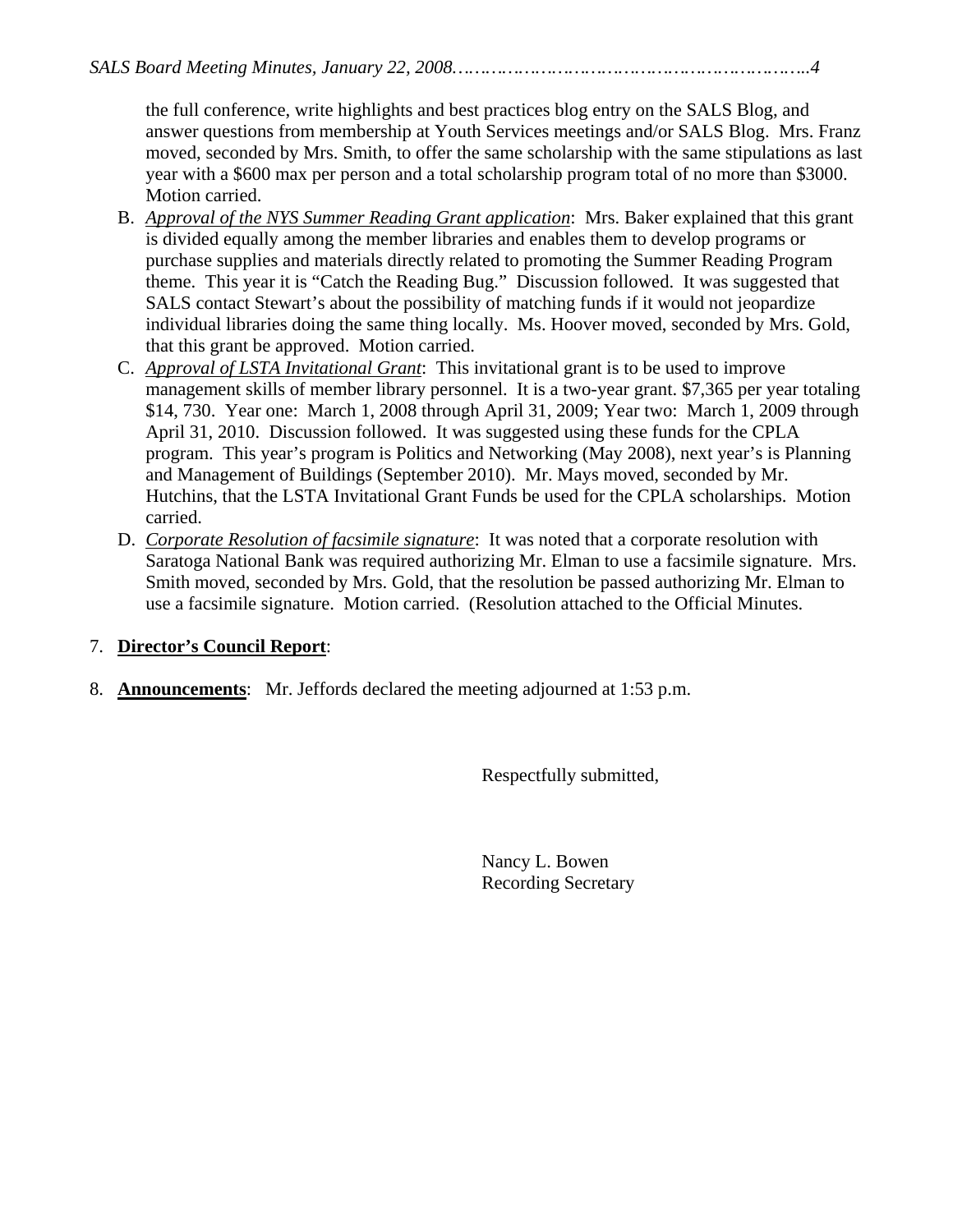the full conference, write highlights and best practices blog entry on the SALS Blog, and answer questions from membership at Youth Services meetings and/or SALS Blog. Mrs. Franz moved, seconded by Mrs. Smith, to offer the same scholarship with the same stipulations as last year with a $600 max per person and a total scholarship program total of no more than $3000. Motion carried.

B. *Approval of the NYS Summer Reading Grant application*: Mrs. Baker explained that this grant is divided equally among the member libraries and enables them to develop programs or purchase supplies and materials directly related to promoting the Summer Reading Program theme. This year it is "Catch the Reading Bug." Discussion followed. It was suggested that SALS contact Stewart's about the possibility of matching funds if it would not jeopardize individual libraries doing the same thing locally. Ms. Hoover moved, seconded by Mrs. Gold, that this grant be approved. Motion carried.

C. *Approval of LSTA Invitational Grant*: This invitational grant is to be used to improve management skills of member library personnel. It is a two-year grant. $7,365 per year totaling $14, 730. Year one: March 1, 2008 through April 31, 2009; Year two: March 1, 2009 through April 31, 2010. Discussion followed. It was suggested using these funds for the CPLA program. This year's program is Politics and Networking (May 2008), next year's is Planning and Management of Buildings (September 2010). Mr. Mays moved, seconded by Mr. Hutchins, that the LSTA Invitational Grant Funds be used for the CPLA scholarships. Motion carried.

D. *Corporate Resolution of facsimile signature*: It was noted that a corporate resolution with Saratoga National Bank was required authorizing Mr. Elman to use a facsimile signature. Mrs. Smith moved, seconded by Mrs. Gold, that the resolution be passed authorizing Mr. Elman to use a facsimile signature. Motion carried. (Resolution attached to the Official Minutes.

7. **Director's Council Report**:

8. **Announcements**: Mr. Jeffords declared the meeting adjourned at 1:53 p.m.

Respectfully submitted,

Nancy L. Bowen
Recording Secretary